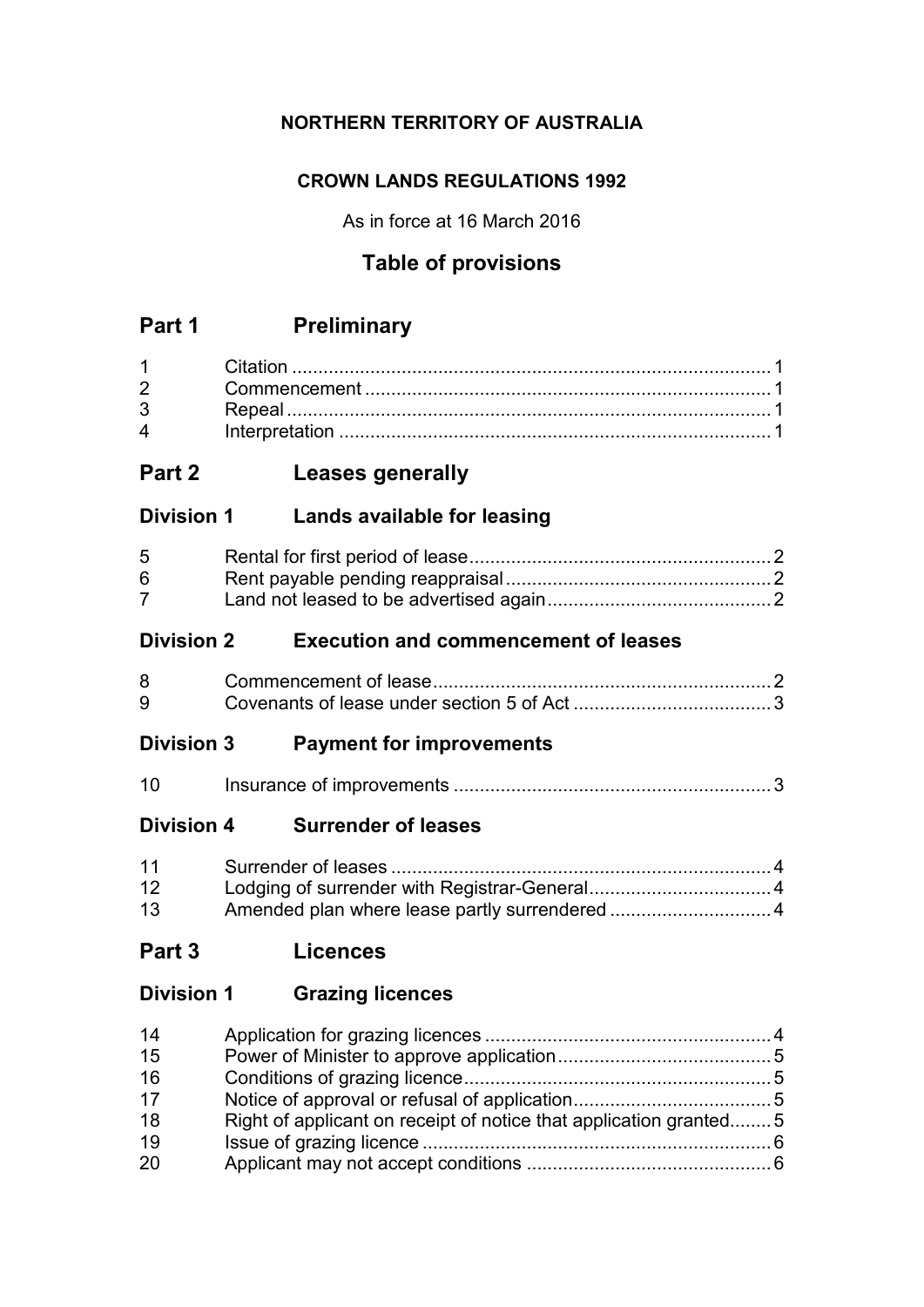**NORTHERN TERRITORY OF AUSTRALIA**

**CROWN LANDS REGULATIONS 1992**

As in force at 16 March 2016

## Table of provisions

## Part 1 Preliminary

1 Citation ... 1
2 Commencement ... 1
3 Repeal ... 1
4 Interpretation ... 1

## Part 2 Leases generally

### Division 1 Lands available for leasing

5 Rental for first period of lease ... 2
6 Rent payable pending reappraisal ... 2
7 Land not leased to be advertised again ... 2

### Division 2 Execution and commencement of leases

8 Commencement of lease ... 2
9 Covenants of lease under section 5 of Act ... 3

### Division 3 Payment for improvements

10 Insurance of improvements ... 3

### Division 4 Surrender of leases

11 Surrender of leases ... 4
12 Lodging of surrender with Registrar-General ... 4
13 Amended plan where lease partly surrendered ... 4

## Part 3 Licences

### Division 1 Grazing licences

14 Application for grazing licences ... 4
15 Power of Minister to approve application ... 5
16 Conditions of grazing licence ... 5
17 Notice of approval or refusal of application ... 5
18 Right of applicant on receipt of notice that application granted ... 5
19 Issue of grazing licence ... 6
20 Applicant may not accept conditions ... 6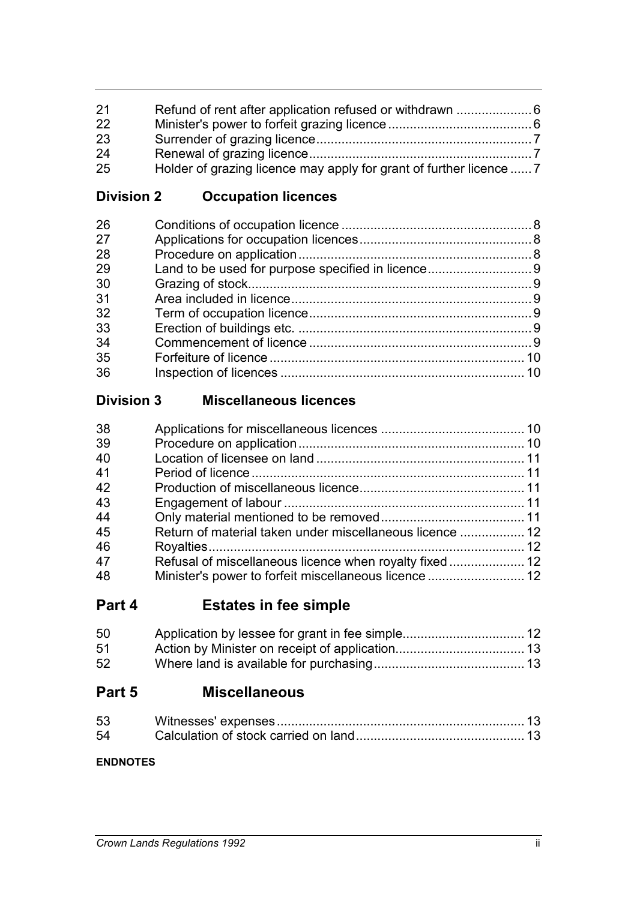| | | |
|---|---|---|
| 21 | Refund of rent after application refused or withdrawn | 6 |
| 22 | Minister's power to forfeit grazing licence | 6 |
| 23 | Surrender of grazing licence | 7 |
| 24 | Renewal of grazing licence | 7 |
| 25 | Holder of grazing licence may apply for grant of further licence | 7 |

### Division 2 Occupation licences

| | | |
|---|---|---|
| 26 | Conditions of occupation licence | 8 |
| 27 | Applications for occupation licences | 8 |
| 28 | Procedure on application | 8 |
| 29 | Land to be used for purpose specified in licence | 9 |
| 30 | Grazing of stock | 9 |
| 31 | Area included in licence | 9 |
| 32 | Term of occupation licence | 9 |
| 33 | Erection of buildings etc. | 9 |
| 34 | Commencement of licence | 9 |
| 35 | Forfeiture of licence | 10 |
| 36 | Inspection of licences | 10 |

### Division 3 Miscellaneous licences

| | | |
|---|---|---|
| 38 | Applications for miscellaneous licences | 10 |
| 39 | Procedure on application | 10 |
| 40 | Location of licensee on land | 11 |
| 41 | Period of licence | 11 |
| 42 | Production of miscellaneous licence | 11 |
| 43 | Engagement of labour | 11 |
| 44 | Only material mentioned to be removed | 11 |
| 45 | Return of material taken under miscellaneous licence | 12 |
| 46 | Royalties | 12 |
| 47 | Refusal of miscellaneous licence when royalty fixed | 12 |
| 48 | Minister's power to forfeit miscellaneous licence | 12 |

## Part 4 Estates in fee simple

| | | |
|---|---|---|
| 50 | Application by lessee for grant in fee simple | 12 |
| 51 | Action by Minister on receipt of application | 13 |
| 52 | Where land is available for purchasing | 13 |

## Part 5 Miscellaneous

| | | |
|---|---|---|
| 53 | Witnesses' expenses | 13 |
| 54 | Calculation of stock carried on land | 13 |

**ENDNOTES**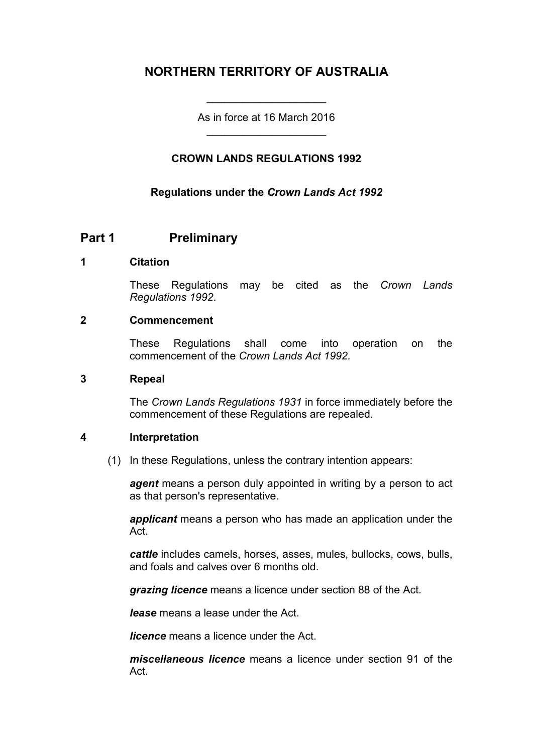# NORTHERN TERRITORY OF AUSTRALIA

As in force at 16 March 2016

## CROWN LANDS REGULATIONS 1992

**Regulations under the *Crown Lands Act 1992***

## Part 1 Preliminary

### 1 Citation

These Regulations may be cited as the *Crown Lands Regulations 1992*.

### 2 Commencement

These Regulations shall come into operation on the commencement of the *Crown Lands Act 1992*.

### 3 Repeal

The *Crown Lands Regulations 1931* in force immediately before the commencement of these Regulations are repealed.

### 4 Interpretation

(1) In these Regulations, unless the contrary intention appears:

***agent*** means a person duly appointed in writing by a person to act as that person's representative.

***applicant*** means a person who has made an application under the Act.

***cattle*** includes camels, horses, asses, mules, bullocks, cows, bulls, and foals and calves over 6 months old.

***grazing licence*** means a licence under section 88 of the Act.

***lease*** means a lease under the Act.

***licence*** means a licence under the Act.

***miscellaneous licence*** means a licence under section 91 of the Act.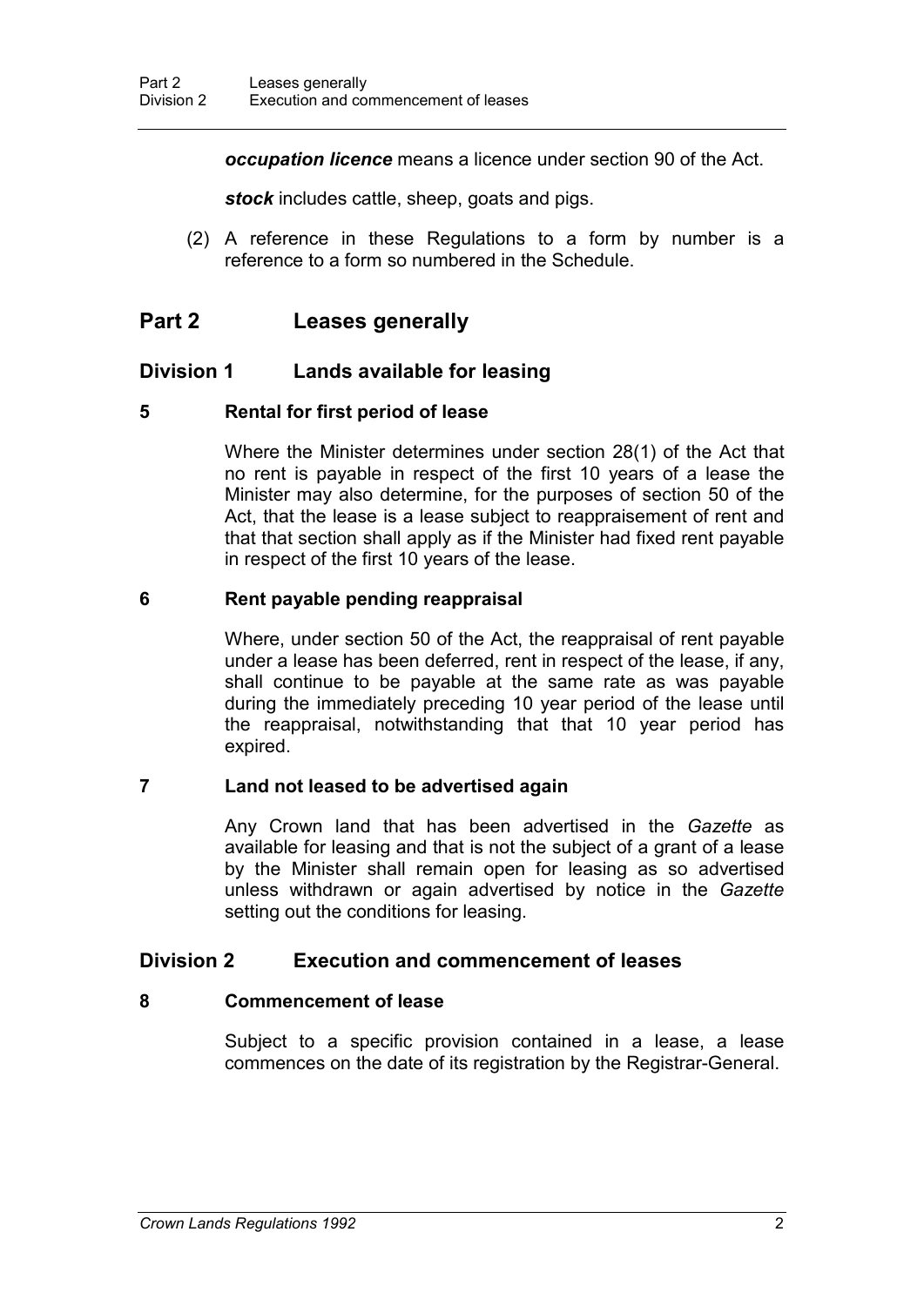***occupation licence*** means a licence under section 90 of the Act.

***stock*** includes cattle, sheep, goats and pigs.

(2) A reference in these Regulations to a form by number is a reference to a form so numbered in the Schedule.

# Part 2 Leases generally

## Division 1 Lands available for leasing

### 5 Rental for first period of lease

Where the Minister determines under section 28(1) of the Act that no rent is payable in respect of the first 10 years of a lease the Minister may also determine, for the purposes of section 50 of the Act, that the lease is a lease subject to reappraisement of rent and that that section shall apply as if the Minister had fixed rent payable in respect of the first 10 years of the lease.

### 6 Rent payable pending reappraisal

Where, under section 50 of the Act, the reappraisal of rent payable under a lease has been deferred, rent in respect of the lease, if any, shall continue to be payable at the same rate as was payable during the immediately preceding 10 year period of the lease until the reappraisal, notwithstanding that that 10 year period has expired.

### 7 Land not leased to be advertised again

Any Crown land that has been advertised in the *Gazette* as available for leasing and that is not the subject of a grant of a lease by the Minister shall remain open for leasing as so advertised unless withdrawn or again advertised by notice in the *Gazette* setting out the conditions for leasing.

## Division 2 Execution and commencement of leases

### 8 Commencement of lease

Subject to a specific provision contained in a lease, a lease commences on the date of its registration by the Registrar-General.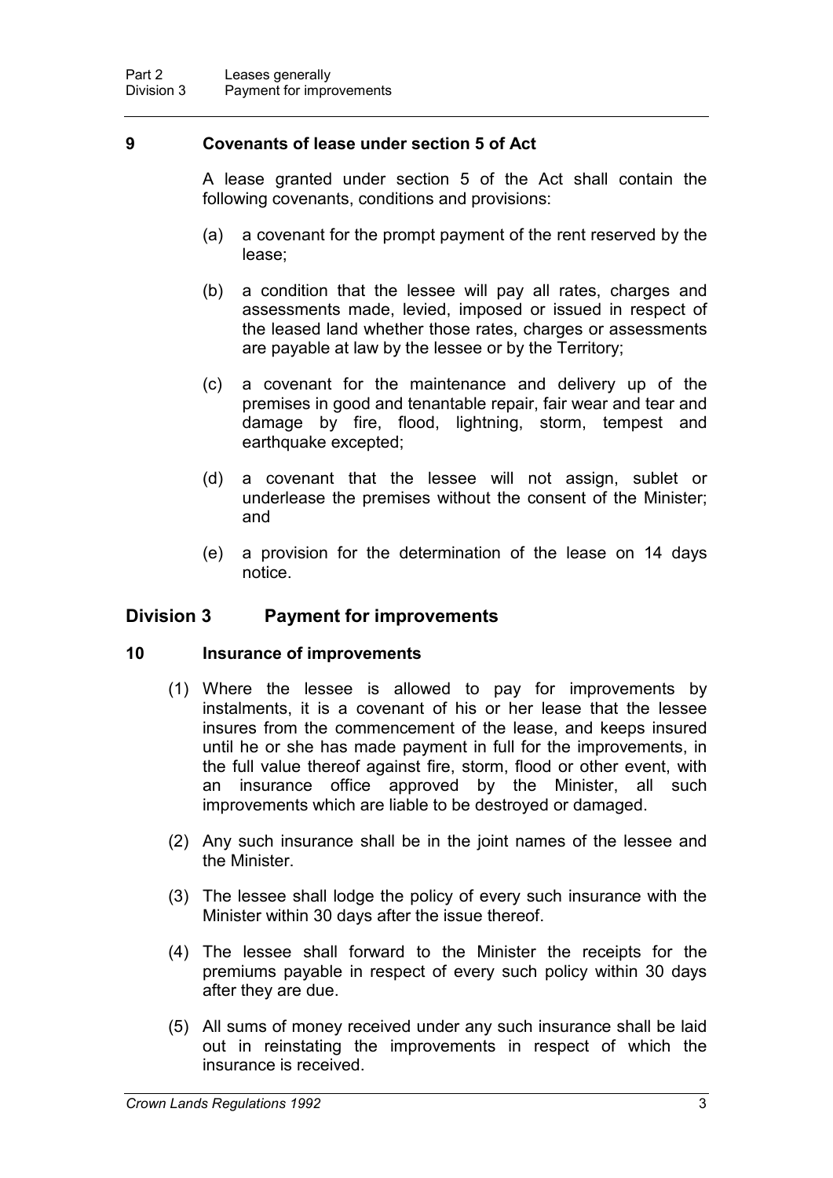### 9 Covenants of lease under section 5 of Act

A lease granted under section 5 of the Act shall contain the following covenants, conditions and provisions:

(a) a covenant for the prompt payment of the rent reserved by the lease;

(b) a condition that the lessee will pay all rates, charges and assessments made, levied, imposed or issued in respect of the leased land whether those rates, charges or assessments are payable at law by the lessee or by the Territory;

(c) a covenant for the maintenance and delivery up of the premises in good and tenantable repair, fair wear and tear and damage by fire, flood, lightning, storm, tempest and earthquake excepted;

(d) a covenant that the lessee will not assign, sublet or underlease the premises without the consent of the Minister; and

(e) a provision for the determination of the lease on 14 days notice.

## Division 3 Payment for improvements

### 10 Insurance of improvements

(1) Where the lessee is allowed to pay for improvements by instalments, it is a covenant of his or her lease that the lessee insures from the commencement of the lease, and keeps insured until he or she has made payment in full for the improvements, in the full value thereof against fire, storm, flood or other event, with an insurance office approved by the Minister, all such improvements which are liable to be destroyed or damaged.

(2) Any such insurance shall be in the joint names of the lessee and the Minister.

(3) The lessee shall lodge the policy of every such insurance with the Minister within 30 days after the issue thereof.

(4) The lessee shall forward to the Minister the receipts for the premiums payable in respect of every such policy within 30 days after they are due.

(5) All sums of money received under any such insurance shall be laid out in reinstating the improvements in respect of which the insurance is received.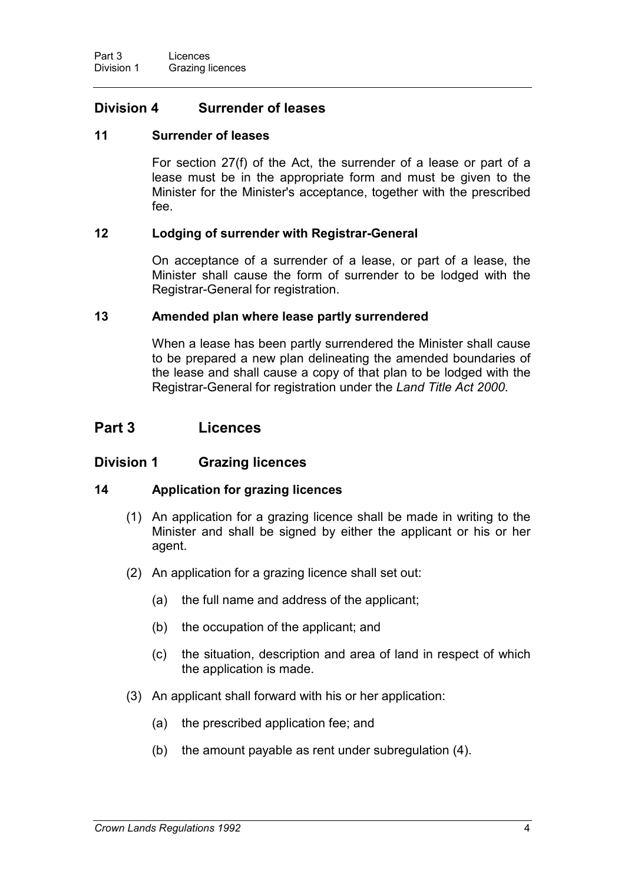## Division 4 Surrender of leases

### 11 Surrender of leases

For section 27(f) of the Act, the surrender of a lease or part of a lease must be in the appropriate form and must be given to the Minister for the Minister's acceptance, together with the prescribed fee.

### 12 Lodging of surrender with Registrar-General

On acceptance of a surrender of a lease, or part of a lease, the Minister shall cause the form of surrender to be lodged with the Registrar-General for registration.

### 13 Amended plan where lease partly surrendered

When a lease has been partly surrendered the Minister shall cause to be prepared a new plan delineating the amended boundaries of the lease and shall cause a copy of that plan to be lodged with the Registrar-General for registration under the *Land Title Act 2000*.

# Part 3 Licences

## Division 1 Grazing licences

### 14 Application for grazing licences

(1) An application for a grazing licence shall be made in writing to the Minister and shall be signed by either the applicant or his or her agent.

(2) An application for a grazing licence shall set out:

(a) the full name and address of the applicant;

(b) the occupation of the applicant; and

(c) the situation, description and area of land in respect of which the application is made.

(3) An applicant shall forward with his or her application:

(a) the prescribed application fee; and

(b) the amount payable as rent under subregulation (4).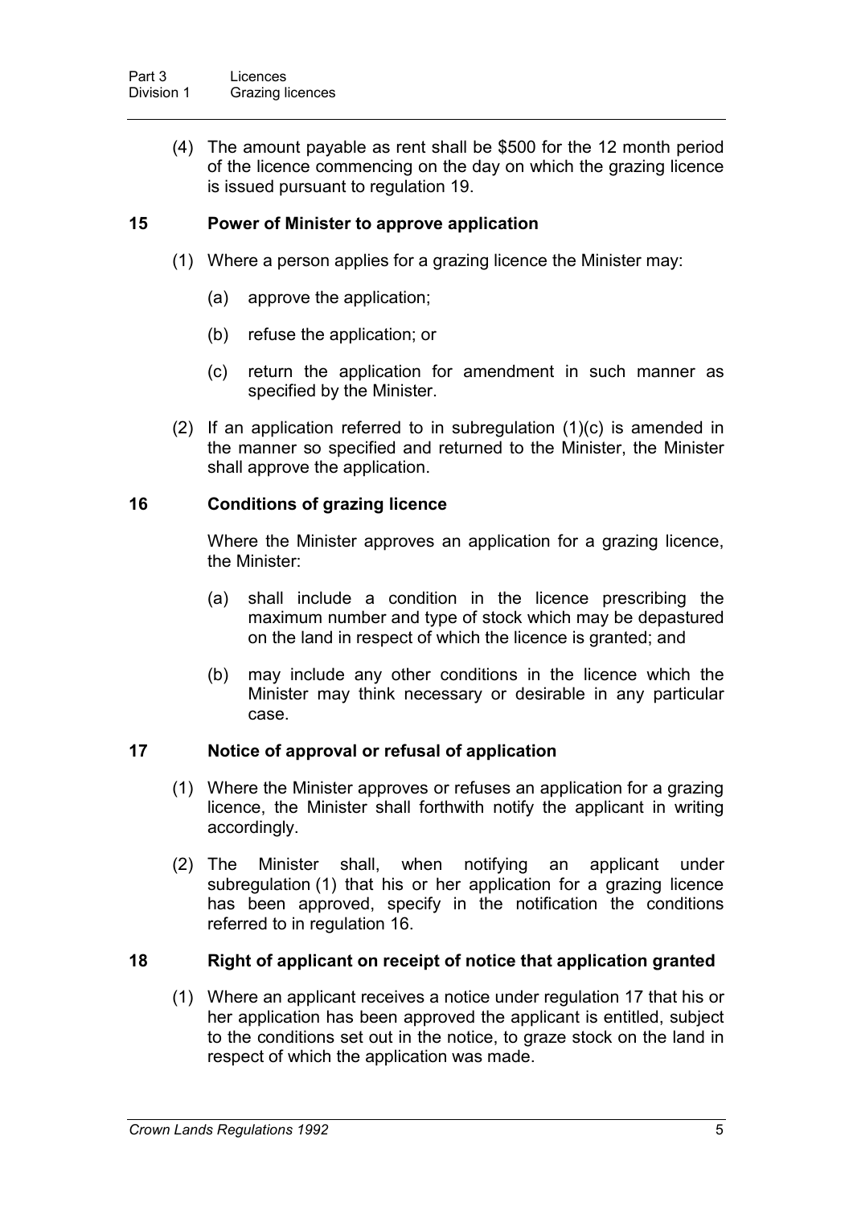(4) The amount payable as rent shall be $500 for the 12 month period of the licence commencing on the day on which the grazing licence is issued pursuant to regulation 19.

### 15 Power of Minister to approve application

(1) Where a person applies for a grazing licence the Minister may:

(a) approve the application;

(b) refuse the application; or

(c) return the application for amendment in such manner as specified by the Minister.

(2) If an application referred to in subregulation (1)(c) is amended in the manner so specified and returned to the Minister, the Minister shall approve the application.

### 16 Conditions of grazing licence

Where the Minister approves an application for a grazing licence, the Minister:

(a) shall include a condition in the licence prescribing the maximum number and type of stock which may be depastured on the land in respect of which the licence is granted; and

(b) may include any other conditions in the licence which the Minister may think necessary or desirable in any particular case.

### 17 Notice of approval or refusal of application

(1) Where the Minister approves or refuses an application for a grazing licence, the Minister shall forthwith notify the applicant in writing accordingly.

(2) The Minister shall, when notifying an applicant under subregulation (1) that his or her application for a grazing licence has been approved, specify in the notification the conditions referred to in regulation 16.

### 18 Right of applicant on receipt of notice that application granted

(1) Where an applicant receives a notice under regulation 17 that his or her application has been approved the applicant is entitled, subject to the conditions set out in the notice, to graze stock on the land in respect of which the application was made.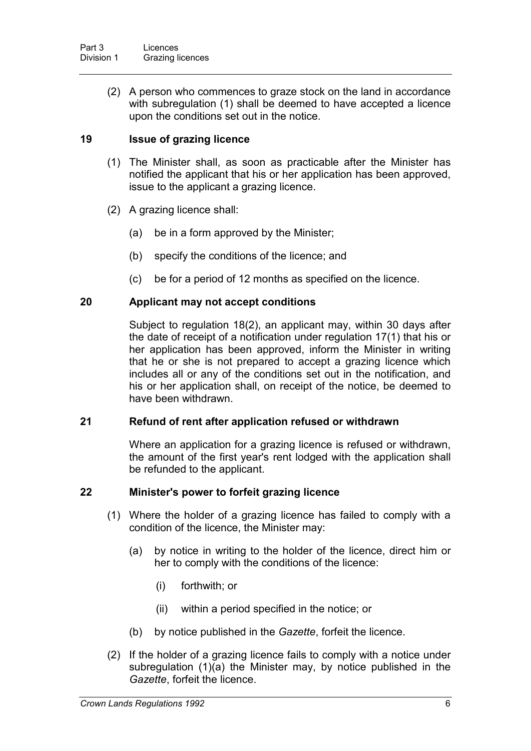(2) A person who commences to graze stock on the land in accordance with subregulation (1) shall be deemed to have accepted a licence upon the conditions set out in the notice.

### 19 Issue of grazing licence

(1) The Minister shall, as soon as practicable after the Minister has notified the applicant that his or her application has been approved, issue to the applicant a grazing licence.

(2) A grazing licence shall:

- (a) be in a form approved by the Minister;
- (b) specify the conditions of the licence; and
- (c) be for a period of 12 months as specified on the licence.

### 20 Applicant may not accept conditions

Subject to regulation 18(2), an applicant may, within 30 days after the date of receipt of a notification under regulation 17(1) that his or her application has been approved, inform the Minister in writing that he or she is not prepared to accept a grazing licence which includes all or any of the conditions set out in the notification, and his or her application shall, on receipt of the notice, be deemed to have been withdrawn.

### 21 Refund of rent after application refused or withdrawn

Where an application for a grazing licence is refused or withdrawn, the amount of the first year's rent lodged with the application shall be refunded to the applicant.

### 22 Minister's power to forfeit grazing licence

(1) Where the holder of a grazing licence has failed to comply with a condition of the licence, the Minister may:

- (a) by notice in writing to the holder of the licence, direct him or her to comply with the conditions of the licence:
  - (i) forthwith; or
  - (ii) within a period specified in the notice; or
- (b) by notice published in the *Gazette*, forfeit the licence.

(2) If the holder of a grazing licence fails to comply with a notice under subregulation (1)(a) the Minister may, by notice published in the *Gazette*, forfeit the licence.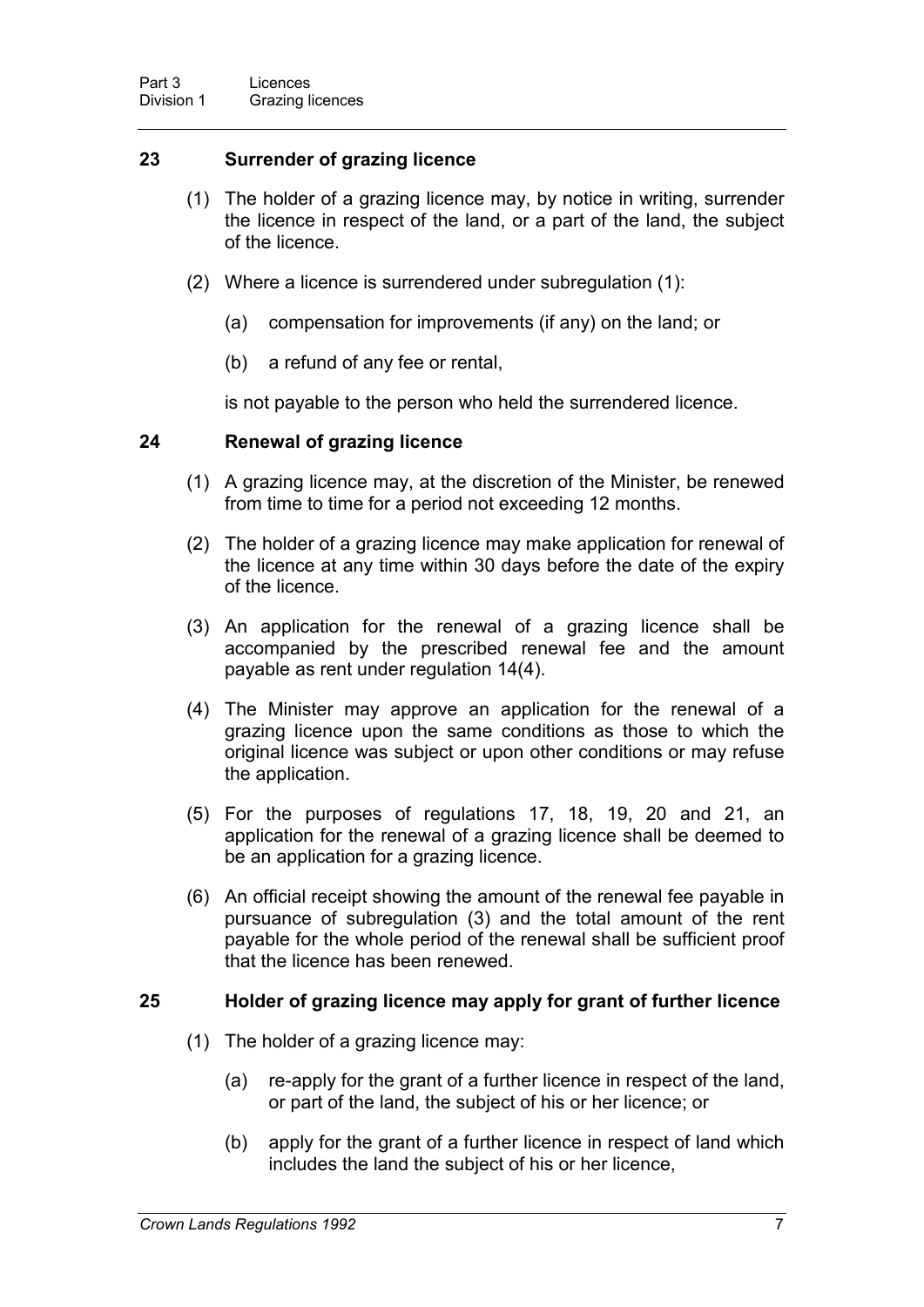### 23 Surrender of grazing licence

(1) The holder of a grazing licence may, by notice in writing, surrender the licence in respect of the land, or a part of the land, the subject of the licence.

(2) Where a licence is surrendered under subregulation (1):

(a) compensation for improvements (if any) on the land; or

(b) a refund of any fee or rental,

is not payable to the person who held the surrendered licence.

### 24 Renewal of grazing licence

(1) A grazing licence may, at the discretion of the Minister, be renewed from time to time for a period not exceeding 12 months.

(2) The holder of a grazing licence may make application for renewal of the licence at any time within 30 days before the date of the expiry of the licence.

(3) An application for the renewal of a grazing licence shall be accompanied by the prescribed renewal fee and the amount payable as rent under regulation 14(4).

(4) The Minister may approve an application for the renewal of a grazing licence upon the same conditions as those to which the original licence was subject or upon other conditions or may refuse the application.

(5) For the purposes of regulations 17, 18, 19, 20 and 21, an application for the renewal of a grazing licence shall be deemed to be an application for a grazing licence.

(6) An official receipt showing the amount of the renewal fee payable in pursuance of subregulation (3) and the total amount of the rent payable for the whole period of the renewal shall be sufficient proof that the licence has been renewed.

### 25 Holder of grazing licence may apply for grant of further licence

(1) The holder of a grazing licence may:

(a) re-apply for the grant of a further licence in respect of the land, or part of the land, the subject of his or her licence; or

(b) apply for the grant of a further licence in respect of land which includes the land the subject of his or her licence,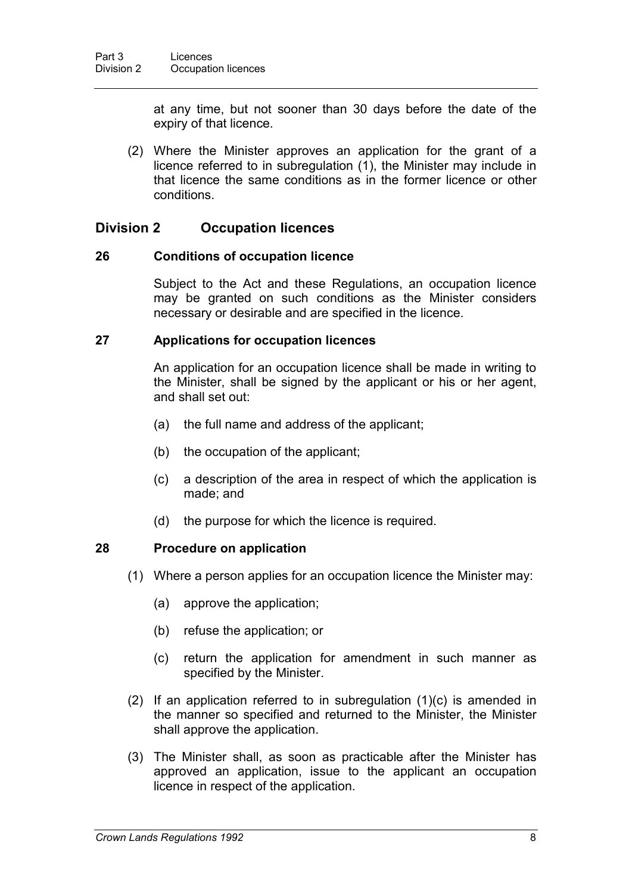at any time, but not sooner than 30 days before the date of the expiry of that licence.

(2) Where the Minister approves an application for the grant of a licence referred to in subregulation (1), the Minister may include in that licence the same conditions as in the former licence or other conditions.

## Division 2 Occupation licences

### 26 Conditions of occupation licence

Subject to the Act and these Regulations, an occupation licence may be granted on such conditions as the Minister considers necessary or desirable and are specified in the licence.

### 27 Applications for occupation licences

An application for an occupation licence shall be made in writing to the Minister, shall be signed by the applicant or his or her agent, and shall set out:

(a) the full name and address of the applicant;

(b) the occupation of the applicant;

(c) a description of the area in respect of which the application is made; and

(d) the purpose for which the licence is required.

### 28 Procedure on application

(1) Where a person applies for an occupation licence the Minister may:

(a) approve the application;

(b) refuse the application; or

(c) return the application for amendment in such manner as specified by the Minister.

(2) If an application referred to in subregulation (1)(c) is amended in the manner so specified and returned to the Minister, the Minister shall approve the application.

(3) The Minister shall, as soon as practicable after the Minister has approved an application, issue to the applicant an occupation licence in respect of the application.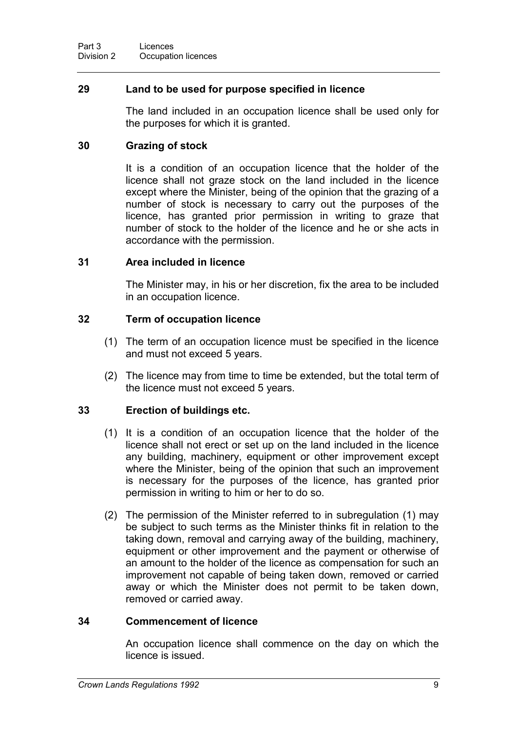### 29 Land to be used for purpose specified in licence

The land included in an occupation licence shall be used only for the purposes for which it is granted.

### 30 Grazing of stock

It is a condition of an occupation licence that the holder of the licence shall not graze stock on the land included in the licence except where the Minister, being of the opinion that the grazing of a number of stock is necessary to carry out the purposes of the licence, has granted prior permission in writing to graze that number of stock to the holder of the licence and he or she acts in accordance with the permission.

### 31 Area included in licence

The Minister may, in his or her discretion, fix the area to be included in an occupation licence.

### 32 Term of occupation licence

(1) The term of an occupation licence must be specified in the licence and must not exceed 5 years.

(2) The licence may from time to time be extended, but the total term of the licence must not exceed 5 years.

### 33 Erection of buildings etc.

(1) It is a condition of an occupation licence that the holder of the licence shall not erect or set up on the land included in the licence any building, machinery, equipment or other improvement except where the Minister, being of the opinion that such an improvement is necessary for the purposes of the licence, has granted prior permission in writing to him or her to do so.

(2) The permission of the Minister referred to in subregulation (1) may be subject to such terms as the Minister thinks fit in relation to the taking down, removal and carrying away of the building, machinery, equipment or other improvement and the payment or otherwise of an amount to the holder of the licence as compensation for such an improvement not capable of being taken down, removed or carried away or which the Minister does not permit to be taken down, removed or carried away.

### 34 Commencement of licence

An occupation licence shall commence on the day on which the licence is issued.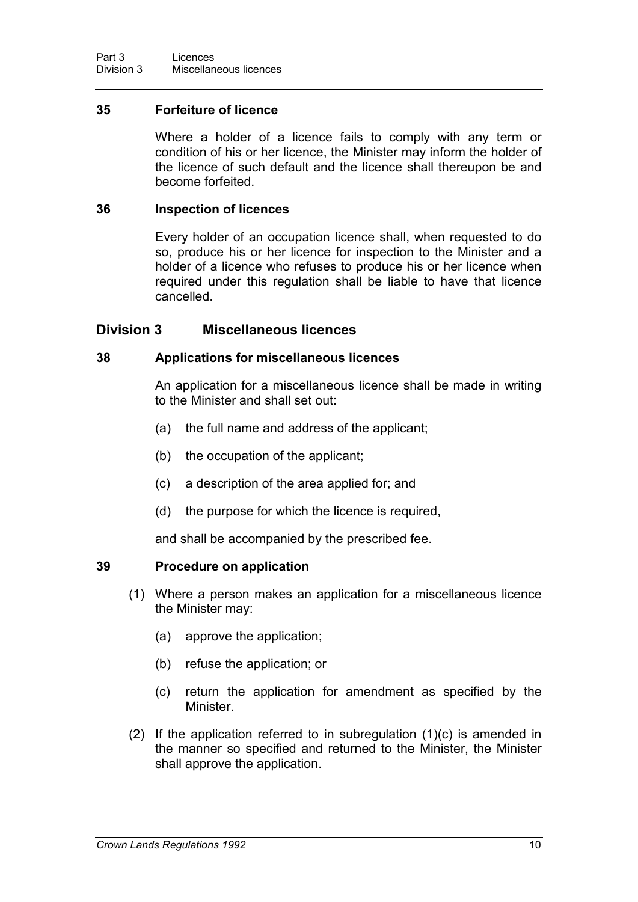### 35 Forfeiture of licence

Where a holder of a licence fails to comply with any term or condition of his or her licence, the Minister may inform the holder of the licence of such default and the licence shall thereupon be and become forfeited.

### 36 Inspection of licences

Every holder of an occupation licence shall, when requested to do so, produce his or her licence for inspection to the Minister and a holder of a licence who refuses to produce his or her licence when required under this regulation shall be liable to have that licence cancelled.

## Division 3 Miscellaneous licences

### 38 Applications for miscellaneous licences

An application for a miscellaneous licence shall be made in writing to the Minister and shall set out:

(a) the full name and address of the applicant;

(b) the occupation of the applicant;

(c) a description of the area applied for; and

(d) the purpose for which the licence is required,

and shall be accompanied by the prescribed fee.

### 39 Procedure on application

(1) Where a person makes an application for a miscellaneous licence the Minister may:

(a) approve the application;

(b) refuse the application; or

(c) return the application for amendment as specified by the Minister.

(2) If the application referred to in subregulation (1)(c) is amended in the manner so specified and returned to the Minister, the Minister shall approve the application.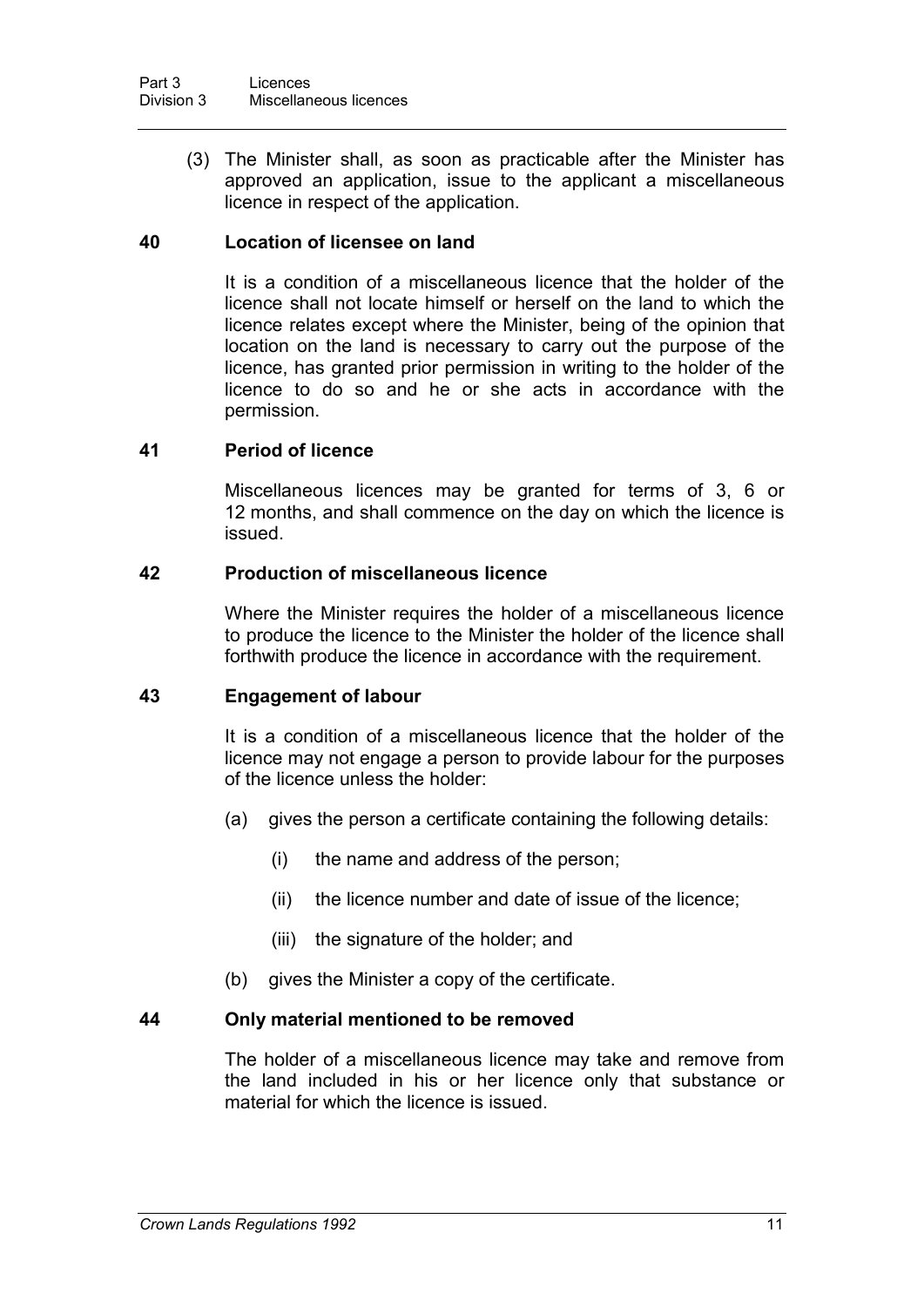(3) The Minister shall, as soon as practicable after the Minister has approved an application, issue to the applicant a miscellaneous licence in respect of the application.

### 40 Location of licensee on land

It is a condition of a miscellaneous licence that the holder of the licence shall not locate himself or herself on the land to which the licence relates except where the Minister, being of the opinion that location on the land is necessary to carry out the purpose of the licence, has granted prior permission in writing to the holder of the licence to do so and he or she acts in accordance with the permission.

### 41 Period of licence

Miscellaneous licences may be granted for terms of 3, 6 or 12 months, and shall commence on the day on which the licence is issued.

### 42 Production of miscellaneous licence

Where the Minister requires the holder of a miscellaneous licence to produce the licence to the Minister the holder of the licence shall forthwith produce the licence in accordance with the requirement.

### 43 Engagement of labour

It is a condition of a miscellaneous licence that the holder of the licence may not engage a person to provide labour for the purposes of the licence unless the holder:

(a) gives the person a certificate containing the following details:

(i) the name and address of the person;

(ii) the licence number and date of issue of the licence;

(iii) the signature of the holder; and

(b) gives the Minister a copy of the certificate.

### 44 Only material mentioned to be removed

The holder of a miscellaneous licence may take and remove from the land included in his or her licence only that substance or material for which the licence is issued.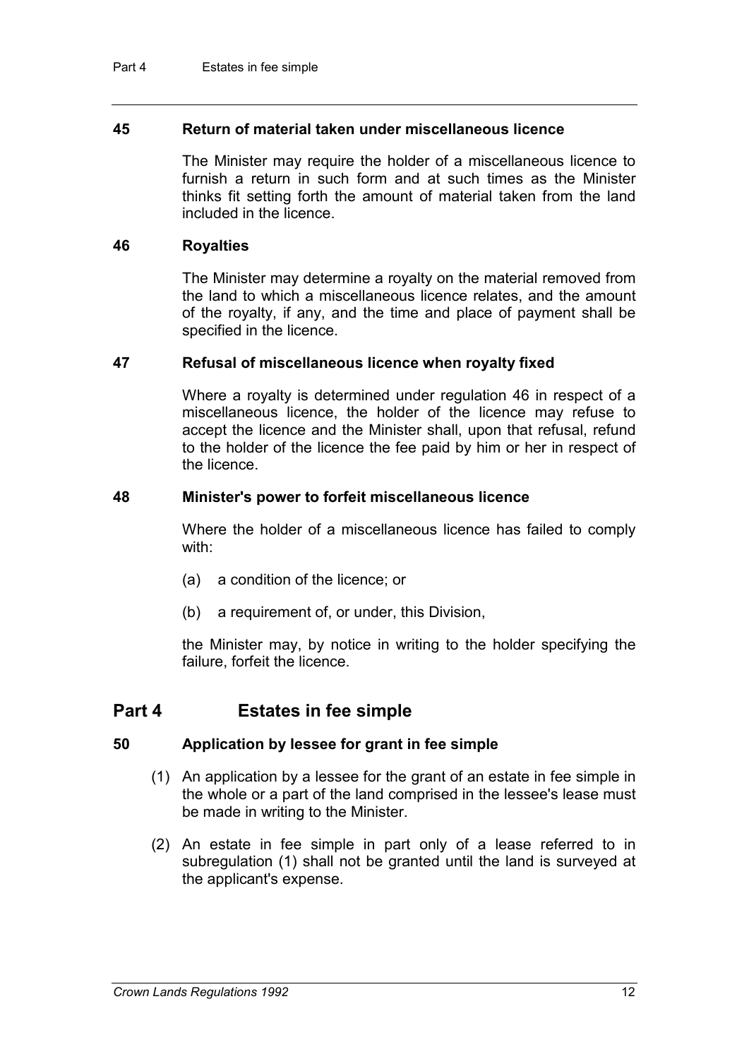### 45 Return of material taken under miscellaneous licence

The Minister may require the holder of a miscellaneous licence to furnish a return in such form and at such times as the Minister thinks fit setting forth the amount of material taken from the land included in the licence.

### 46 Royalties

The Minister may determine a royalty on the material removed from the land to which a miscellaneous licence relates, and the amount of the royalty, if any, and the time and place of payment shall be specified in the licence.

### 47 Refusal of miscellaneous licence when royalty fixed

Where a royalty is determined under regulation 46 in respect of a miscellaneous licence, the holder of the licence may refuse to accept the licence and the Minister shall, upon that refusal, refund to the holder of the licence the fee paid by him or her in respect of the licence.

### 48 Minister's power to forfeit miscellaneous licence

Where the holder of a miscellaneous licence has failed to comply with:

(a) a condition of the licence; or

(b) a requirement of, or under, this Division,

the Minister may, by notice in writing to the holder specifying the failure, forfeit the licence.

## Part 4 Estates in fee simple

### 50 Application by lessee for grant in fee simple

(1) An application by a lessee for the grant of an estate in fee simple in the whole or a part of the land comprised in the lessee's lease must be made in writing to the Minister.

(2) An estate in fee simple in part only of a lease referred to in subregulation (1) shall not be granted until the land is surveyed at the applicant's expense.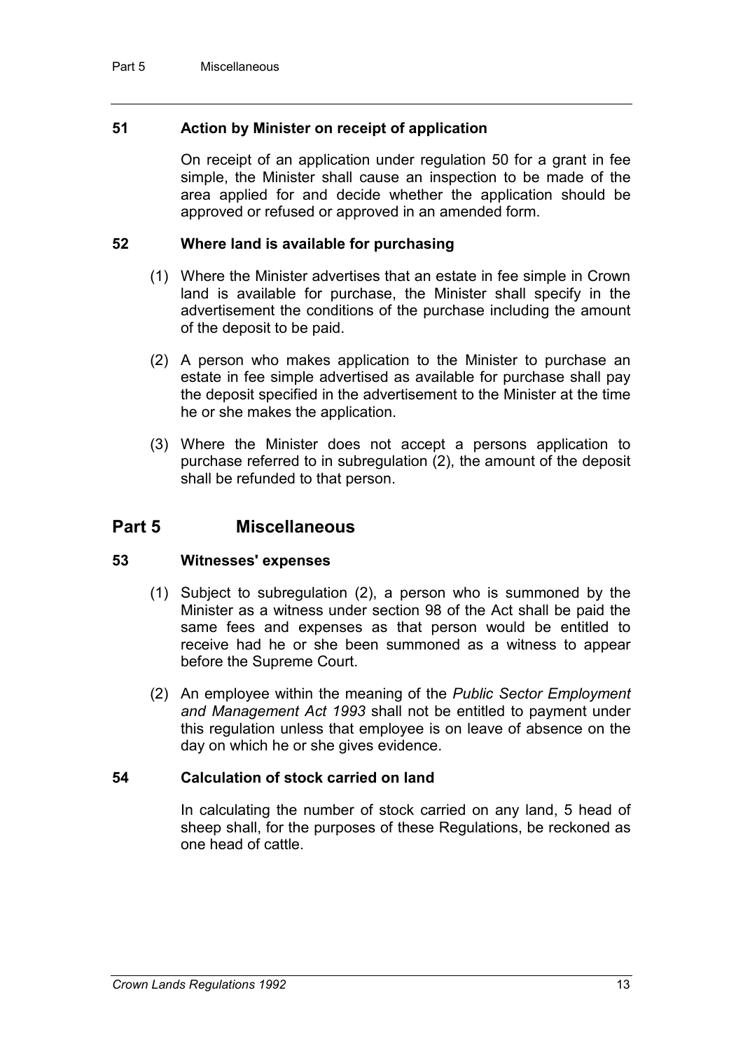### 51 Action by Minister on receipt of application

On receipt of an application under regulation 50 for a grant in fee simple, the Minister shall cause an inspection to be made of the area applied for and decide whether the application should be approved or refused or approved in an amended form.

### 52 Where land is available for purchasing

(1) Where the Minister advertises that an estate in fee simple in Crown land is available for purchase, the Minister shall specify in the advertisement the conditions of the purchase including the amount of the deposit to be paid.

(2) A person who makes application to the Minister to purchase an estate in fee simple advertised as available for purchase shall pay the deposit specified in the advertisement to the Minister at the time he or she makes the application.

(3) Where the Minister does not accept a persons application to purchase referred to in subregulation (2), the amount of the deposit shall be refunded to that person.

## Part 5 Miscellaneous

### 53 Witnesses' expenses

(1) Subject to subregulation (2), a person who is summoned by the Minister as a witness under section 98 of the Act shall be paid the same fees and expenses as that person would be entitled to receive had he or she been summoned as a witness to appear before the Supreme Court.

(2) An employee within the meaning of the *Public Sector Employment and Management Act 1993* shall not be entitled to payment under this regulation unless that employee is on leave of absence on the day on which he or she gives evidence.

### 54 Calculation of stock carried on land

In calculating the number of stock carried on any land, 5 head of sheep shall, for the purposes of these Regulations, be reckoned as one head of cattle.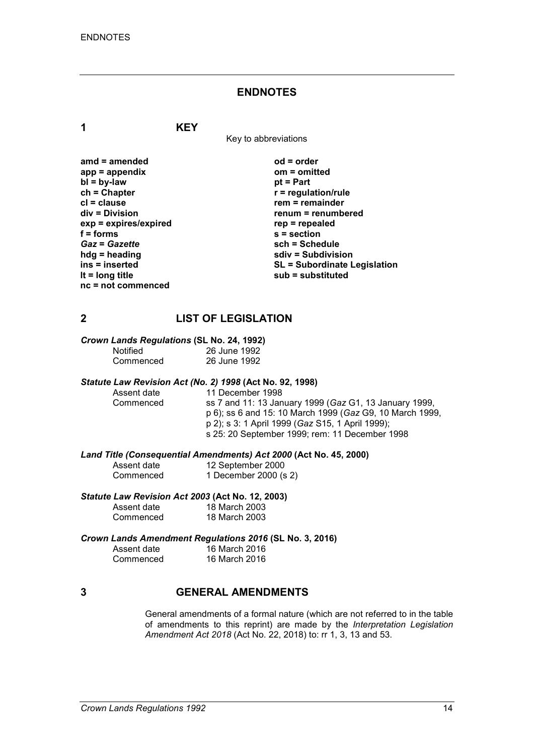# ENDNOTES

## 1 KEY

Key to abbreviations

**amd = amended**
**app = appendix**
**bl = by-law**
**ch = Chapter**
**cl = clause**
**div = Division**
**exp = expires/expired**
**f = forms**
***Gaz* = *Gazette***
**hdg = heading**
**ins = inserted**
**lt = long title**
**nc = not commenced**
**od = order**
**om = omitted**
**pt = Part**
**r = regulation/rule**
**rem = remainder**
**renum = renumbered**
**rep = repealed**
**s = section**
**sch = Schedule**
**sdiv = Subdivision**
**SL = Subordinate Legislation**
**sub = substituted**

## 2 LIST OF LEGISLATION

***Crown Lands Regulations* (SL No. 24, 1992)**

| | |
|---|---|
| Notified | 26 June 1992 |
| Commenced | 26 June 1992 |

***Statute Law Revision Act (No. 2) 1998* (Act No. 92, 1998)**

| | |
|---|---|
| Assent date | 11 December 1998 |
| Commenced | ss 7 and 11: 13 January 1999 (*Gaz* G1, 13 January 1999, p 6); ss 6 and 15: 10 March 1999 (*Gaz* G9, 10 March 1999, p 2); s 3: 1 April 1999 (*Gaz* S15, 1 April 1999); s 25: 20 September 1999; rem: 11 December 1998 |

***Land Title (Consequential Amendments) Act 2000* (Act No. 45, 2000)**

| | |
|---|---|
| Assent date | 12 September 2000 |
| Commenced | 1 December 2000 (s 2) |

***Statute Law Revision Act 2003* (Act No. 12, 2003)**

| | |
|---|---|
| Assent date | 18 March 2003 |
| Commenced | 18 March 2003 |

***Crown Lands Amendment Regulations 2016* (SL No. 3, 2016)**

| | |
|---|---|
| Assent date | 16 March 2016 |
| Commenced | 16 March 2016 |

## 3 GENERAL AMENDMENTS

General amendments of a formal nature (which are not referred to in the table of amendments to this reprint) are made by the *Interpretation Legislation Amendment Act 2018* (Act No. 22, 2018) to: rr 1, 3, 13 and 53.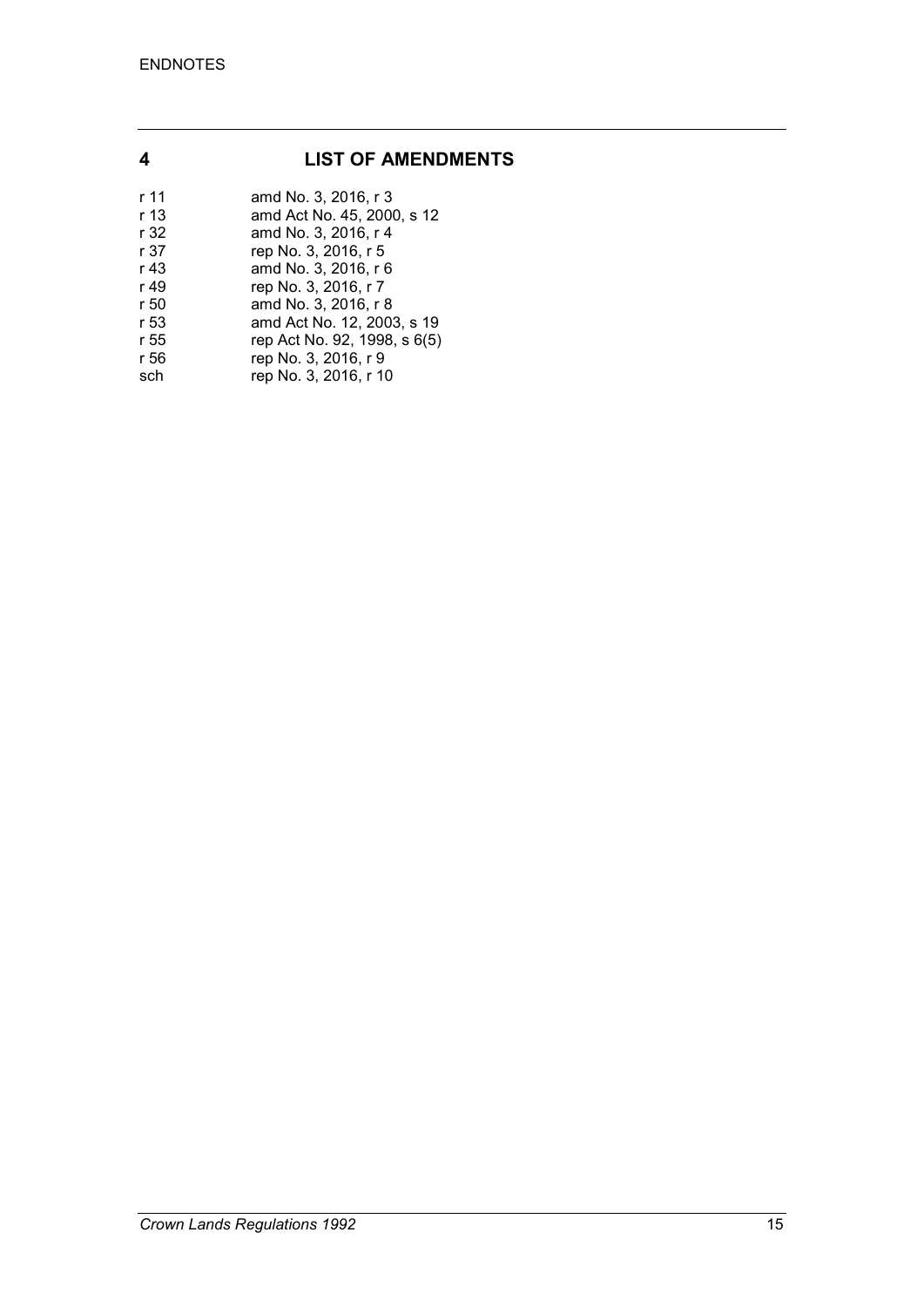## 4 LIST OF AMENDMENTS

| | |
|---|---|
| r 11 | amd No. 3, 2016, r 3 |
| r 13 | amd Act No. 45, 2000, s 12 |
| r 32 | amd No. 3, 2016, r 4 |
| r 37 | rep No. 3, 2016, r 5 |
| r 43 | amd No. 3, 2016, r 6 |
| r 49 | rep No. 3, 2016, r 7 |
| r 50 | amd No. 3, 2016, r 8 |
| r 53 | amd Act No. 12, 2003, s 19 |
| r 55 | rep Act No. 92, 1998, s 6(5) |
| r 56 | rep No. 3, 2016, r 9 |
| sch | rep No. 3, 2016, r 10 |